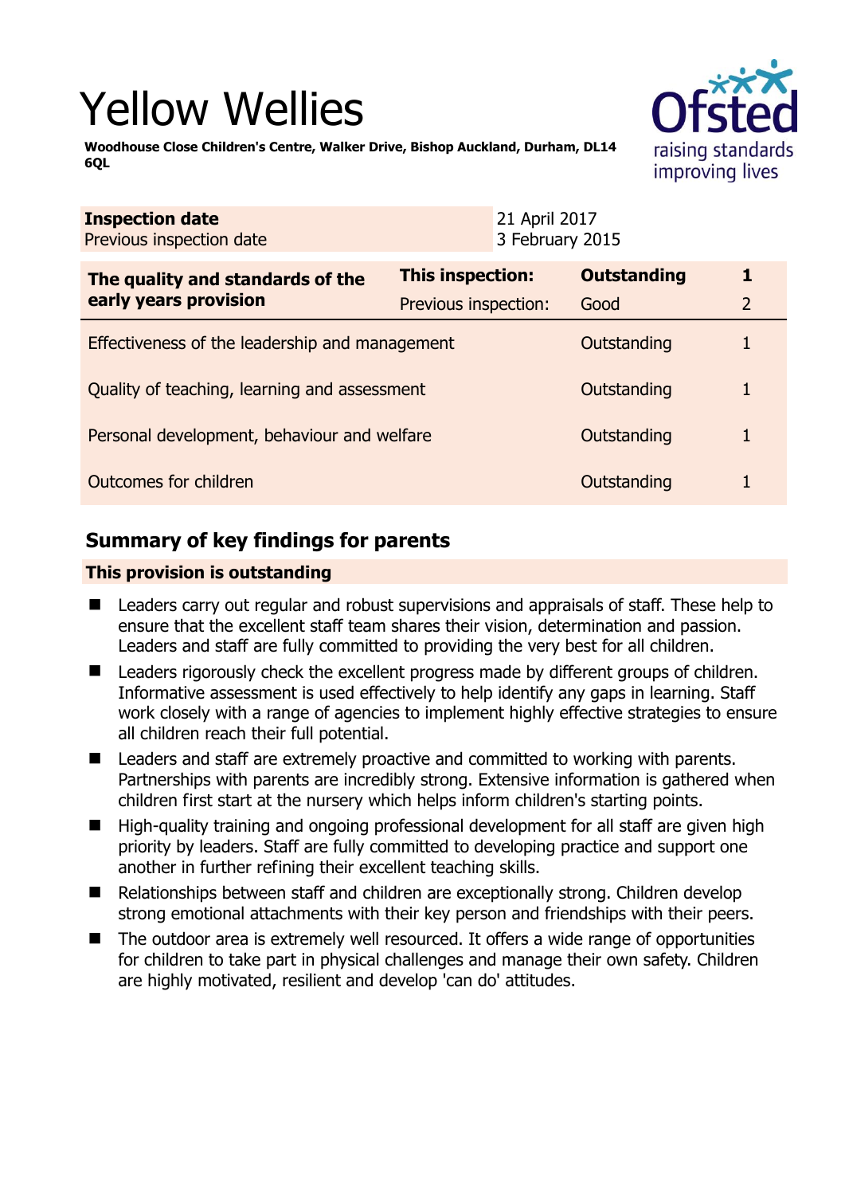# Yellow Wellies

**Woodhouse Close Children's Centre, Walker Drive, Bishop Auckland, Durham, DL14 6QL**

| **Inspection date** | 21 April 2017 |
|---|---|
| Previous inspection date | 3 February 2015 |

| **The quality and standards of the early years provision** | **This inspection:** | **Outstanding** | **1** |
|---|---|---|---|
| | Previous inspection: | Good | 2 |
| Effectiveness of the leadership and management | | Outstanding | 1 |
| Quality of teaching, learning and assessment | | Outstanding | 1 |
| Personal development, behaviour and welfare | | Outstanding | 1 |
| Outcomes for children | | Outstanding | 1 |

## Summary of key findings for parents

**This provision is outstanding**

- Leaders carry out regular and robust supervisions and appraisals of staff. These help to ensure that the excellent staff team shares their vision, determination and passion. Leaders and staff are fully committed to providing the very best for all children.
- Leaders rigorously check the excellent progress made by different groups of children. Informative assessment is used effectively to help identify any gaps in learning. Staff work closely with a range of agencies to implement highly effective strategies to ensure all children reach their full potential.
- Leaders and staff are extremely proactive and committed to working with parents. Partnerships with parents are incredibly strong. Extensive information is gathered when children first start at the nursery which helps inform children's starting points.
- High-quality training and ongoing professional development for all staff are given high priority by leaders. Staff are fully committed to developing practice and support one another in further refining their excellent teaching skills.
- Relationships between staff and children are exceptionally strong. Children develop strong emotional attachments with their key person and friendships with their peers.
- The outdoor area is extremely well resourced. It offers a wide range of opportunities for children to take part in physical challenges and manage their own safety. Children are highly motivated, resilient and develop 'can do' attitudes.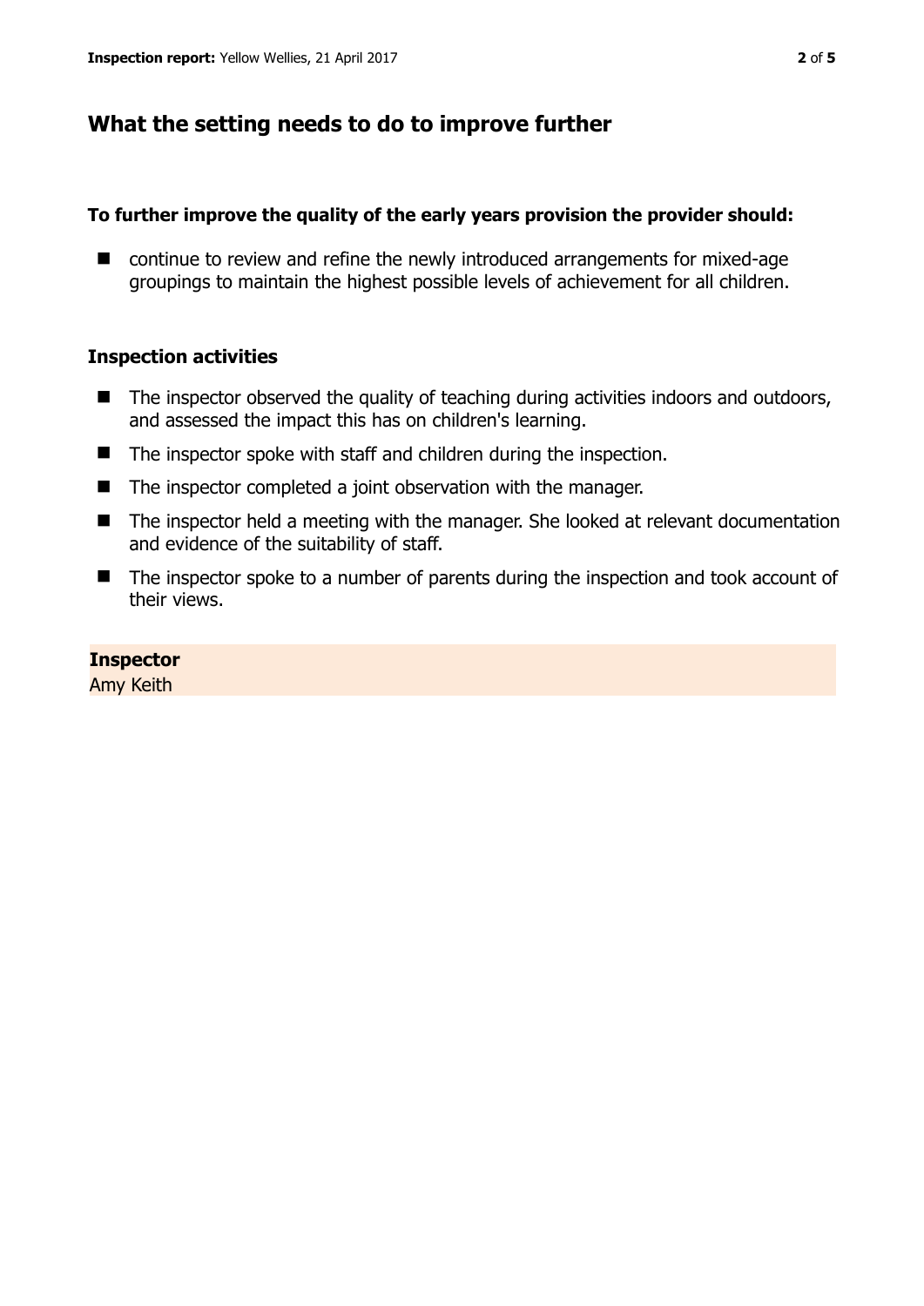## What the setting needs to do to improve further

**To further improve the quality of the early years provision the provider should:**

- continue to review and refine the newly introduced arrangements for mixed-age groupings to maintain the highest possible levels of achievement for all children.

### Inspection activities

- The inspector observed the quality of teaching during activities indoors and outdoors, and assessed the impact this has on children's learning.
- The inspector spoke with staff and children during the inspection.
- The inspector completed a joint observation with the manager.
- The inspector held a meeting with the manager. She looked at relevant documentation and evidence of the suitability of staff.
- The inspector spoke to a number of parents during the inspection and took account of their views.

**Inspector**
Amy Keith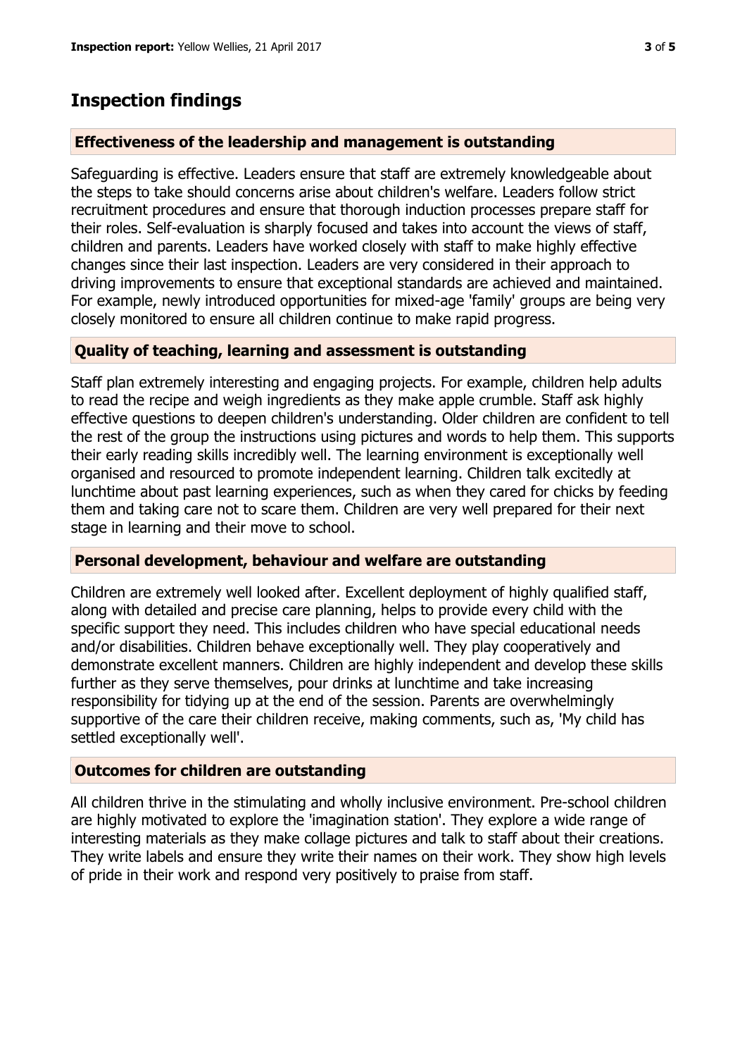## Inspection findings

### Effectiveness of the leadership and management is outstanding

Safeguarding is effective. Leaders ensure that staff are extremely knowledgeable about the steps to take should concerns arise about children's welfare. Leaders follow strict recruitment procedures and ensure that thorough induction processes prepare staff for their roles. Self-evaluation is sharply focused and takes into account the views of staff, children and parents. Leaders have worked closely with staff to make highly effective changes since their last inspection. Leaders are very considered in their approach to driving improvements to ensure that exceptional standards are achieved and maintained. For example, newly introduced opportunities for mixed-age 'family' groups are being very closely monitored to ensure all children continue to make rapid progress.

### Quality of teaching, learning and assessment is outstanding

Staff plan extremely interesting and engaging projects. For example, children help adults to read the recipe and weigh ingredients as they make apple crumble. Staff ask highly effective questions to deepen children's understanding. Older children are confident to tell the rest of the group the instructions using pictures and words to help them. This supports their early reading skills incredibly well. The learning environment is exceptionally well organised and resourced to promote independent learning. Children talk excitedly at lunchtime about past learning experiences, such as when they cared for chicks by feeding them and taking care not to scare them. Children are very well prepared for their next stage in learning and their move to school.

### Personal development, behaviour and welfare are outstanding

Children are extremely well looked after. Excellent deployment of highly qualified staff, along with detailed and precise care planning, helps to provide every child with the specific support they need. This includes children who have special educational needs and/or disabilities. Children behave exceptionally well. They play cooperatively and demonstrate excellent manners. Children are highly independent and develop these skills further as they serve themselves, pour drinks at lunchtime and take increasing responsibility for tidying up at the end of the session. Parents are overwhelmingly supportive of the care their children receive, making comments, such as, 'My child has settled exceptionally well'.

### Outcomes for children are outstanding

All children thrive in the stimulating and wholly inclusive environment. Pre-school children are highly motivated to explore the 'imagination station'. They explore a wide range of interesting materials as they make collage pictures and talk to staff about their creations. They write labels and ensure they write their names on their work. They show high levels of pride in their work and respond very positively to praise from staff.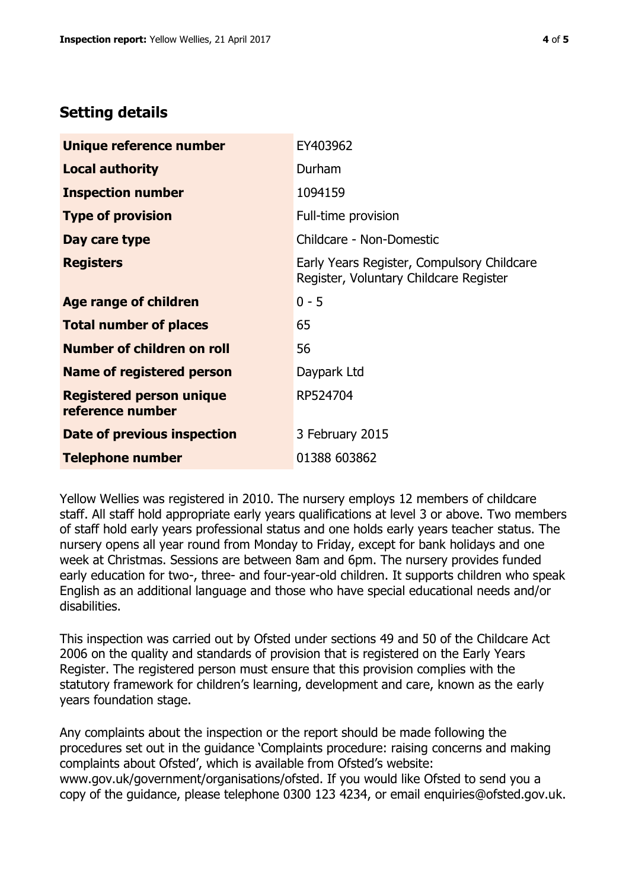## Setting details

| | |
|---|---|
| **Unique reference number** | EY403962 |
| **Local authority** | Durham |
| **Inspection number** | 1094159 |
| **Type of provision** | Full-time provision |
| **Day care type** | Childcare - Non-Domestic |
| **Registers** | Early Years Register, Compulsory Childcare Register, Voluntary Childcare Register |
| **Age range of children** | 0 - 5 |
| **Total number of places** | 65 |
| **Number of children on roll** | 56 |
| **Name of registered person** | Daypark Ltd |
| **Registered person unique reference number** | RP524704 |
| **Date of previous inspection** | 3 February 2015 |
| **Telephone number** | 01388 603862 |

Yellow Wellies was registered in 2010. The nursery employs 12 members of childcare staff. All staff hold appropriate early years qualifications at level 3 or above. Two members of staff hold early years professional status and one holds early years teacher status. The nursery opens all year round from Monday to Friday, except for bank holidays and one week at Christmas. Sessions are between 8am and 6pm. The nursery provides funded early education for two-, three- and four-year-old children. It supports children who speak English as an additional language and those who have special educational needs and/or disabilities.

This inspection was carried out by Ofsted under sections 49 and 50 of the Childcare Act 2006 on the quality and standards of provision that is registered on the Early Years Register. The registered person must ensure that this provision complies with the statutory framework for children's learning, development and care, known as the early years foundation stage.

Any complaints about the inspection or the report should be made following the procedures set out in the guidance 'Complaints procedure: raising concerns and making complaints about Ofsted', which is available from Ofsted's website: www.gov.uk/government/organisations/ofsted. If you would like Ofsted to send you a copy of the guidance, please telephone 0300 123 4234, or email enquiries@ofsted.gov.uk.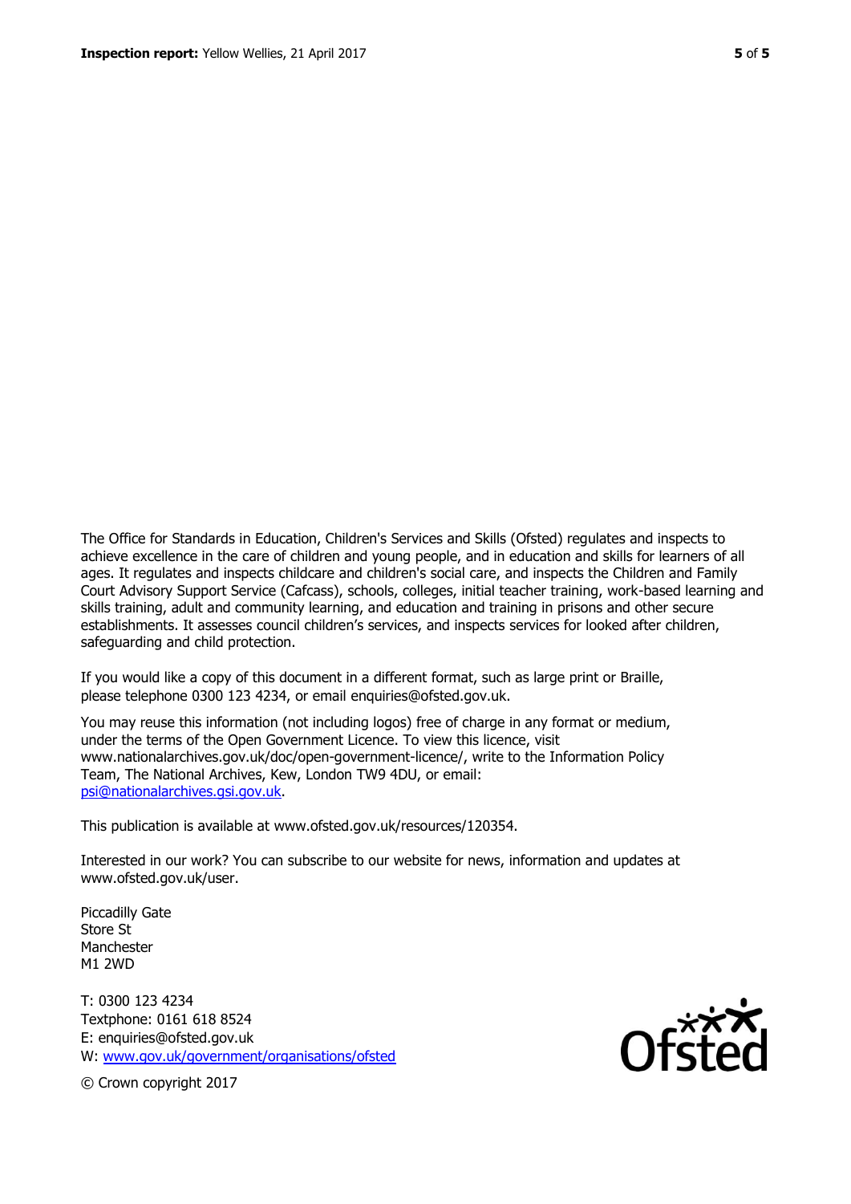The Office for Standards in Education, Children's Services and Skills (Ofsted) regulates and inspects to achieve excellence in the care of children and young people, and in education and skills for learners of all ages. It regulates and inspects childcare and children's social care, and inspects the Children and Family Court Advisory Support Service (Cafcass), schools, colleges, initial teacher training, work-based learning and skills training, adult and community learning, and education and training in prisons and other secure establishments. It assesses council children's services, and inspects services for looked after children, safeguarding and child protection.

If you would like a copy of this document in a different format, such as large print or Braille, please telephone 0300 123 4234, or email enquiries@ofsted.gov.uk.

You may reuse this information (not including logos) free of charge in any format or medium, under the terms of the Open Government Licence. To view this licence, visit www.nationalarchives.gov.uk/doc/open-government-licence/, write to the Information Policy Team, The National Archives, Kew, London TW9 4DU, or email: psi@nationalarchives.gsi.gov.uk.

This publication is available at www.ofsted.gov.uk/resources/120354.

Interested in our work? You can subscribe to our website for news, information and updates at www.ofsted.gov.uk/user.

Piccadilly Gate
Store St
Manchester
M1 2WD

T: 0300 123 4234
Textphone: 0161 618 8524
E: enquiries@ofsted.gov.uk
W: www.gov.uk/government/organisations/ofsted

© Crown copyright 2017